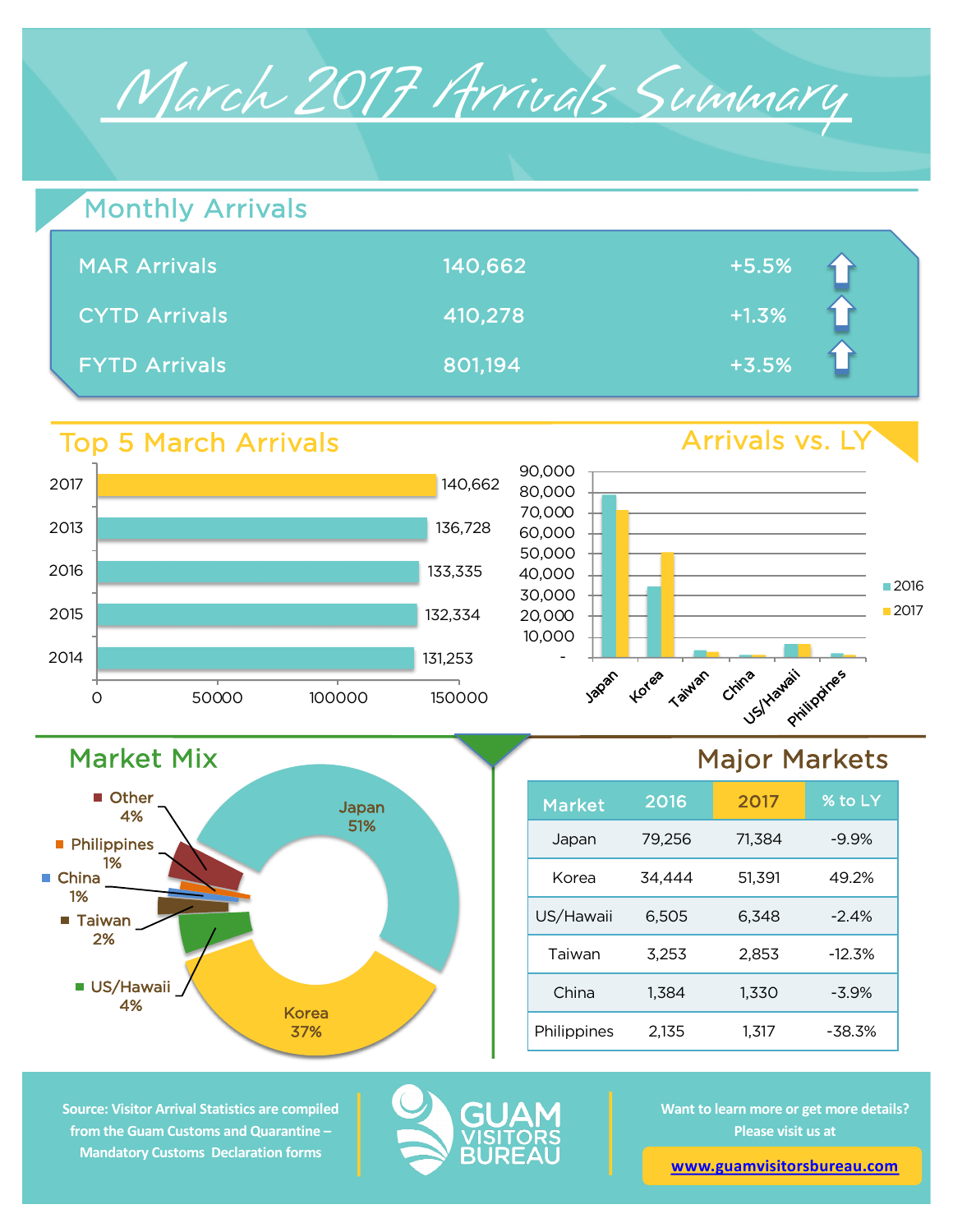# March 2017 Arrivals Summary

## Monthly Arrivals

| | | |
|---|---|---|
| MAR Arrivals | 140,662 | +5.5% |
| CYTD Arrivals | 410,278 | +1.3% |
| FYTD Arrivals | 801,194 | +3.5% |

## Top 5 March Arrivals

| Year | Arrivals |
|---|---|
| 2017 | 140,662 |
| 2013 | 136,728 |
| 2016 | 133,335 |
| 2015 | 132,334 |
| 2014 | 131,253 |

## Arrivals vs. LY

## Market Mix

| Market | Share |
|---|---|
| Japan | 51% |
| Korea | 37% |
| US/Hawaii | 4% |
| Taiwan | 2% |
| China | 1% |
| Philippines | 1% |
| Other | 4% |

## Major Markets

| Market | 2016 | 2017 | % to LY |
|---|---|---|---|
| Japan | 79,256 | 71,384 | -9.9% |
| Korea | 34,444 | 51,391 | 49.2% |
| US/Hawaii | 6,505 | 6,348 | -2.4% |
| Taiwan | 3,253 | 2,853 | -12.3% |
| China | 1,384 | 1,330 | -3.9% |
| Philippines | 2,135 | 1,317 | -38.3% |

Source: Visitor Arrival Statistics are compiled from the Guam Customs and Quarantine – Mandatory Customs Declaration forms

GUAM VISITORS BUREAU

Want to learn more or get more details? Please visit us at

www.guamvisitorsbureau.com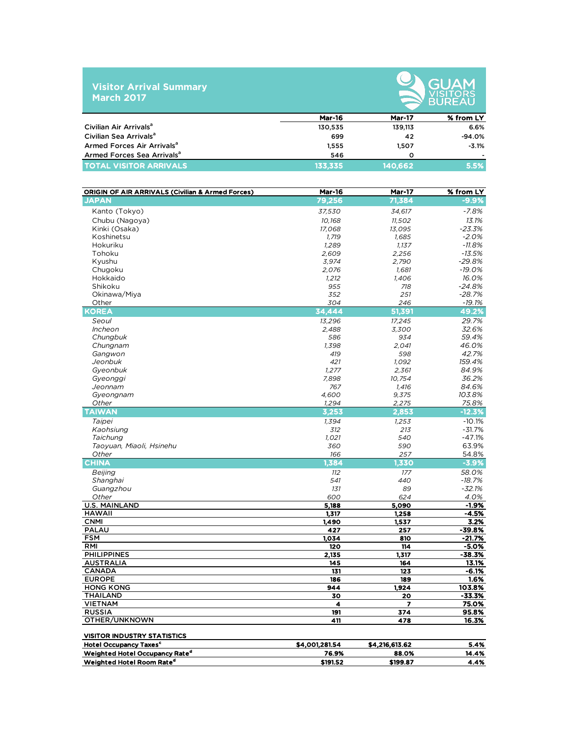# Visitor Arrival Summary
## March 2017

GUAM VISITORS BUREAU

| | Mar-16 | Mar-17 | % from LY |
|---|---|---|---|
| Civilian Air Arrivals[a] | 130,535 | 139,113 | 6.6% |
| Civilian Sea Arrivals[a] | 699 | 42 | -94.0% |
| Armed Forces Air Arrivals[a] | 1,555 | 1,507 | -3.1% |
| Armed Forces Sea Arrivals[a] | 546 | 0 | - |
| **TOTAL VISITOR ARRIVALS** | **133,335** | **140,662** | **5.5%** |

| ORIGIN OF AIR ARRIVALS (Civilian & Armed Forces) | Mar-16 | Mar-17 | % from LY |
|---|---|---|---|
| **JAPAN** | **79,256** | **71,384** | **-9.9%** |
| Kanto (Tokyo) | *37,530* | *34,617* | *-7.8%* |
| Chubu (Nagoya) | *10,168* | *11,502* | *13.1%* |
| Kinki (Osaka) | *17,068* | *13,095* | *-23.3%* |
| Koshinetsu | *1,719* | *1,685* | *-2.0%* |
| Hokuriku | *1,289* | *1,137* | *-11.8%* |
| Tohoku | *2,609* | *2,256* | *-13.5%* |
| Kyushu | *3,974* | *2,790* | *-29.8%* |
| Chugoku | *2,076* | *1,681* | *-19.0%* |
| Hokkaido | *1,212* | *1,406* | *16.0%* |
| Shikoku | *955* | *718* | *-24.8%* |
| Okinawa/Miya | *352* | *251* | *-28.7%* |
| Other | *304* | *246* | *-19.1%* |
| **KOREA** | **34,444** | **51,391** | **49.2%** |
| *Seoul* | *13,296* | *17,245* | *29.7%* |
| *Incheon* | *2,488* | *3,300* | *32.6%* |
| *Chungbuk* | *586* | *934* | *59.4%* |
| *Chungnam* | *1,398* | *2,041* | *46.0%* |
| *Gangwon* | *419* | *598* | *42.7%* |
| *Jeonbuk* | *421* | *1,092* | *159.4%* |
| *Gyeonbuk* | *1,277* | *2,361* | *84.9%* |
| *Gyeonggi* | *7,898* | *10,754* | *36.2%* |
| *Jeonnam* | *767* | *1,416* | *84.6%* |
| *Gyeongnam* | *4,600* | *9,375* | *103.8%* |
| *Other* | *1,294* | *2,275* | *75.8%* |
| **TAIWAN** | **3,253** | **2,853** | **-12.3%** |
| *Taipei* | *1,394* | *1,253* | -10.1% |
| *Kaohsiung* | *312* | *213* | -31.7% |
| *Taichung* | *1,021* | *540* | -47.1% |
| *Taoyuan, Miaoli, Hsinehu* | *360* | *590* | 63.9% |
| *Other* | *166* | *257* | 54.8% |
| **CHINA** | **1,384** | **1,330** | **-3.9%** |
| *Beijing* | *112* | *177* | *58.0%* |
| *Shanghai* | *541* | *440* | *-18.7%* |
| *Guangzhou* | *131* | *89* | *-32.1%* |
| *Other* | *600* | *624* | *4.0%* |
| **U.S. MAINLAND** | **5,188** | **5,090** | **-1.9%** |
| **HAWAII** | **1,317** | **1,258** | **-4.5%** |
| **CNMI** | **1,490** | **1,537** | **3.2%** |
| **PALAU** | **427** | **257** | **-39.8%** |
| **FSM** | **1,034** | **810** | **-21.7%** |
| **RMI** | **120** | **114** | **-5.0%** |
| **PHILIPPINES** | **2,135** | **1,317** | **-38.3%** |
| **AUSTRALIA** | **145** | **164** | **13.1%** |
| **CANADA** | **131** | **123** | **-6.1%** |
| **EUROPE** | **186** | **189** | **1.6%** |
| **HONG KONG** | **944** | **1,924** | **103.8%** |
| **THAILAND** | **30** | **20** | **-33.3%** |
| **VIETNAM** | **4** | **7** | **75.0%** |
| **RUSSIA** | **191** | **374** | **95.8%** |
| **OTHER/UNKNOWN** | **411** | **478** | **16.3%** |

| VISITOR INDUSTRY STATISTICS | | | |
|---|---|---|---|
| Hotel Occupancy Taxes[c] | $4,001,281.54 | $4,216,613.62 | 5.4% |
| Weighted Hotel Occupancy Rate[d] | 76.9% | 88.0% | 14.4% |
| Weighted Hotel Room Rate[d] | $191.52 | $199.87 | 4.4% |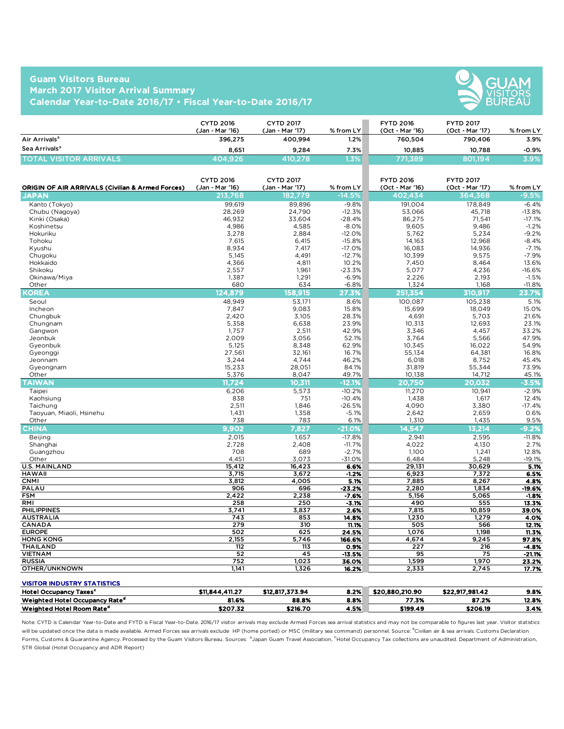# Guam Visitors Bureau
## March 2017 Visitor Arrival Summary
## Calendar Year-to-Date 2016/17 • Fiscal Year-to-Date 2016/17

| | CYTD 2016 (Jan - Mar '16) | CYTD 2017 (Jan - Mar '17) | % from LY | FYTD 2016 (Oct - Mar '16) | FYTD 2017 (Oct - Mar '17) | % from LY |
|---|---|---|---|---|---|---|
| Air Arrivals[a] | 396,275 | 400,994 | 1.2% | 760,504 | 790,406 | 3.9% |
| Sea Arrivals[a] | 8,651 | 9,284 | 7.3% | 10,885 | 10,788 | -0.9% |
| **TOTAL VISITOR ARRIVALS** | **404,926** | **410,278** | **1.3%** | **771,389** | **801,194** | **3.9%** |

| ORIGIN OF AIR ARRIVALS (Civilian & Armed Forces) | CYTD 2016 (Jan - Mar '16) | CYTD 2017 (Jan - Mar '17) | % from LY | FYTD 2016 (Oct - Mar '16) | FYTD 2017 (Oct - Mar '17) | % from LY |
|---|---|---|---|---|---|---|
| **JAPAN** | **213,768** | **182,779** | **-14.5%** | **402,434** | **364,368** | **-9.5%** |
| Kanto (Tokyo) | 99,619 | 89,896 | -9.8% | 191,004 | 178,849 | -6.4% |
| Chubu (Nagoya) | 28,269 | 24,790 | -12.3% | 53,066 | 45,718 | -13.8% |
| Kinki (Osaka) | 46,932 | 33,604 | -28.4% | 86,275 | 71,541 | -17.1% |
| Koshinetsu | 4,986 | 4,585 | -8.0% | 9,605 | 9,486 | -1.2% |
| Hokuriku | 3,278 | 2,884 | -12.0% | 5,762 | 5,234 | -9.2% |
| Tohoku | 7,615 | 6,415 | -15.8% | 14,163 | 12,968 | -8.4% |
| Kyushu | 8,934 | 7,417 | -17.0% | 16,083 | 14,936 | -7.1% |
| Chugoku | 5,145 | 4,491 | -12.7% | 10,399 | 9,575 | -7.9% |
| Hokkaido | 4,366 | 4,811 | 10.2% | 7,450 | 8,464 | 13.6% |
| Shikoku | 2,557 | 1,961 | -23.3% | 5,077 | 4,236 | -16.6% |
| Okinawa/Miya | 1,387 | 1,291 | -6.9% | 2,226 | 2,193 | -1.5% |
| Other | 680 | 634 | -6.8% | 1,324 | 1,168 | -11.8% |
| **KOREA** | **124,879** | **158,915** | **27.3%** | **251,354** | **310,917** | **23.7%** |
| Seoul | 48,949 | 53,171 | 8.6% | 100,087 | 105,238 | 5.1% |
| Incheon | 7,847 | 9,083 | 15.8% | 15,699 | 18,049 | 15.0% |
| Chungbuk | 2,420 | 3,105 | 28.3% | 4,691 | 5,703 | 21.6% |
| Chungnam | 5,358 | 6,638 | 23.9% | 10,313 | 12,693 | 23.1% |
| Gangwon | 1,757 | 2,511 | 42.9% | 3,346 | 4,457 | 33.2% |
| Jeonbuk | 2,009 | 3,056 | 52.1% | 3,764 | 5,566 | 47.9% |
| Gyeonbuk | 5,125 | 8,348 | 62.9% | 10,345 | 16,022 | 54.9% |
| Gyeonggi | 27,561 | 32,161 | 16.7% | 55,134 | 64,381 | 16.8% |
| Jeonnam | 3,244 | 4,744 | 46.2% | 6,018 | 8,752 | 45.4% |
| Gyeongnam | 15,233 | 28,051 | 84.1% | 31,819 | 55,344 | 73.9% |
| Other | 5,376 | 8,047 | 49.7% | 10,138 | 14,712 | 45.1% |
| **TAIWAN** | **11,724** | **10,311** | **-12.1%** | **20,750** | **20,032** | **-3.5%** |
| Taipei | 6,206 | 5,573 | -10.2% | 11,270 | 10,941 | -2.9% |
| Kaohsiung | 838 | 751 | -10.4% | 1,438 | 1,617 | 12.4% |
| Taichung | 2,511 | 1,846 | -26.5% | 4,090 | 3,380 | -17.4% |
| Taoyuan, Miaoli, Hsinehu | 1,431 | 1,358 | -5.1% | 2,642 | 2,659 | 0.6% |
| Other | 738 | 783 | 6.1% | 1,310 | 1,435 | 9.5% |
| **CHINA** | **9,902** | **7,827** | **-21.0%** | **14,547** | **13,214** | **-9.2%** |
| Beijing | 2,015 | 1,657 | -17.8% | 2,941 | 2,595 | -11.8% |
| Shanghai | 2,728 | 2,408 | -11.7% | 4,022 | 4,130 | 2.7% |
| Guangzhou | 708 | 689 | -2.7% | 1,100 | 1,241 | 12.8% |
| Other | 4,451 | 3,073 | -31.0% | 6,484 | 5,248 | -19.1% |
| **U.S. MAINLAND** | 15,412 | 16,423 | **6.6%** | 29,131 | 30,629 | **5.1%** |
| **HAWAII** | 3,715 | 3,672 | **-1.2%** | 6,923 | 7,372 | **6.5%** |
| **CNMI** | 3,812 | 4,005 | **5.1%** | 7,885 | 8,267 | **4.8%** |
| **PALAU** | 906 | 696 | **-23.2%** | 2,280 | 1,834 | **-19.6%** |
| **FSM** | 2,422 | 2,238 | **-7.6%** | 5,156 | 5,065 | **-1.8%** |
| **RMI** | 258 | 250 | **-3.1%** | 490 | 555 | **13.3%** |
| **PHILIPPINES** | 3,741 | 3,837 | **2.6%** | 7,815 | 10,859 | **39.0%** |
| **AUSTRALIA** | 743 | 853 | **14.8%** | 1,230 | 1,279 | **4.0%** |
| **CANADA** | 279 | 310 | **11.1%** | 505 | 566 | **12.1%** |
| **EUROPE** | 502 | 625 | **24.5%** | 1,076 | 1,198 | **11.3%** |
| **HONG KONG** | 2,155 | 5,746 | **166.6%** | 4,674 | 9,245 | **97.8%** |
| **THAILAND** | 112 | 113 | **0.9%** | 227 | 216 | **-4.8%** |
| **VIETNAM** | 52 | 45 | **-13.5%** | 95 | 75 | **-21.1%** |
| **RUSSIA** | 752 | 1,023 | **36.0%** | 1,599 | 1,970 | **23.2%** |
| **OTHER/UNKNOWN** | 1,141 | 1,326 | **16.2%** | 2,333 | 2,745 | **17.7%** |

### VISITOR INDUSTRY STATISTICS

| | CYTD 2016 | CYTD 2017 | % from LY | FYTD 2016 | FYTD 2017 | % from LY |
|---|---|---|---|---|---|---|
| **Hotel Occupancy Taxes[c]** | **$11,844,411.27** | **$12,817,373.94** | **8.2%** | **$20,880,210.90** | **$22,917,981.42** | **9.8%** |
| **Weighted Hotel Occupancy Rate[d]** | **81.6%** | **88.8%** | **8.8%** | **77.3%** | **87.2%** | **12.8%** |
| **Weighted Hotel Room Rate[d]** | **$207.32** | **$216.70** | **4.5%** | **$199.49** | **$206.19** | **3.4%** |

Note: CYTD is Calendar Year-to-Date and FYTD is Fiscal Year-to-Date. 2016/17 visitor arrivals may exclude Armed Forces sea arrival statistics and may not be comparable to figures last year. Visitor statistics will be updated once the data is made available. Armed Forces sea arrivals exclude HP (home ported) or MSC (military sea command) personnel. Source: [a]Civilian air & sea arrivals. Customs Declaration Forms, Customs & Quarantine Agency. Processed by the Guam Visitors Bureau. Sources: [b]Japan Guam Travel Association, [c]Hotel Occupancy Tax collections are unaudited. Department of Administration, STR Global (Hotel Occupancy and ADR Report)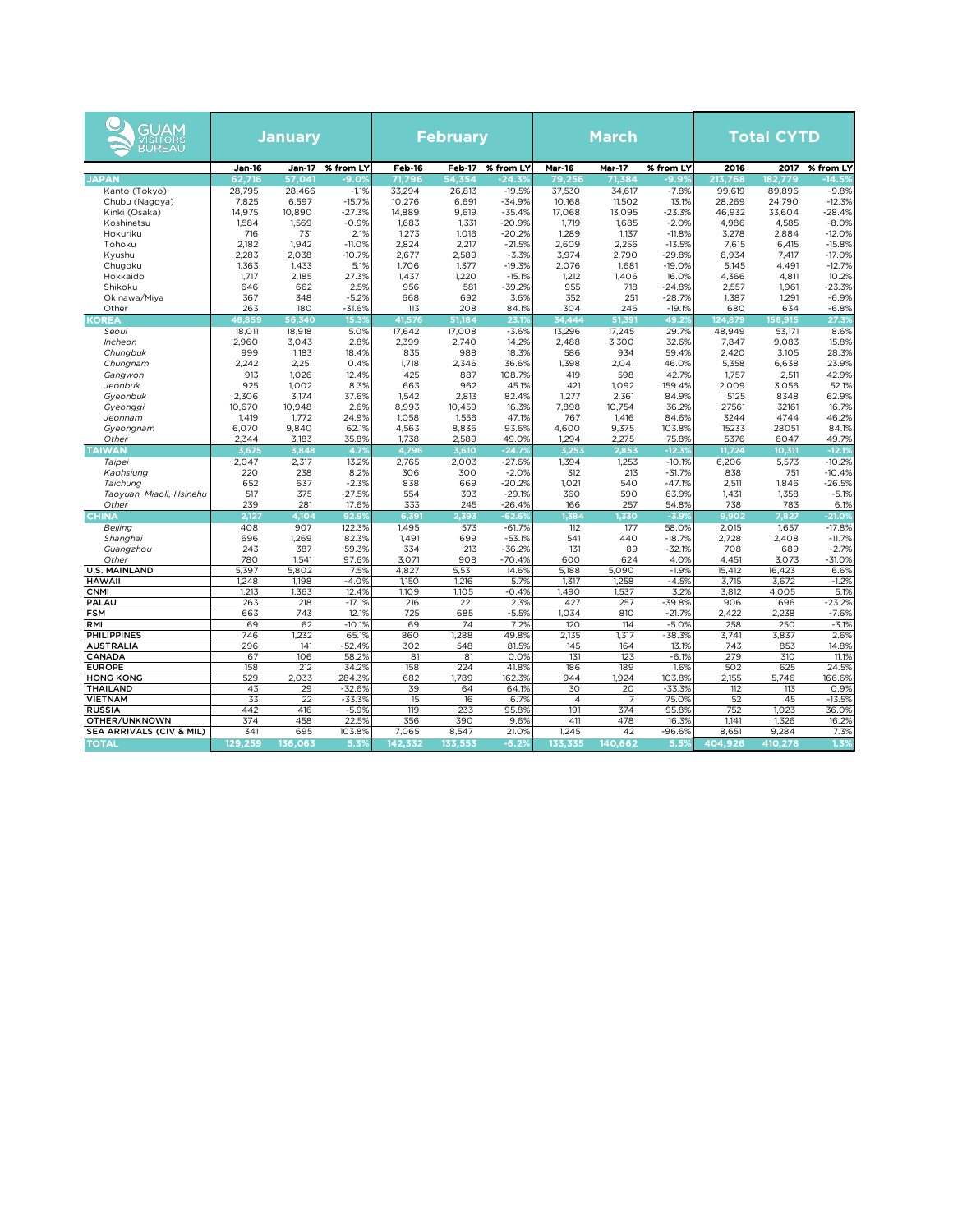| GUAM VISITORS BUREAU | January | | | February | | | March | | | Total CYTD | | |
|---|---|---|---|---|---|---|---|---|---|---|---|---|
| | Jan-16 | Jan-17 | % from LY | Feb-16 | Feb-17 | % from LY | Mar-16 | Mar-17 | % from LY | 2016 | 2017 | % from LY |
| **JAPAN** | 62,716 | 57,041 | -9.0% | 71,796 | 54,354 | -24.3% | 79,256 | 71,384 | -9.9% | 213,768 | 182,779 | -14.5% |
| Kanto (Tokyo) | 28,795 | 28,466 | -1.1% | 33,294 | 26,813 | -19.5% | 37,530 | 34,617 | -7.8% | 99,619 | 89,896 | -9.8% |
| Chubu (Nagoya) | 7,825 | 6,597 | -15.7% | 10,276 | 6,691 | -34.9% | 10,168 | 11,502 | 13.1% | 28,269 | 24,790 | -12.3% |
| Kinki (Osaka) | 14,975 | 10,890 | -27.3% | 14,889 | 9,619 | -35.4% | 17,068 | 13,095 | -23.3% | 46,932 | 33,604 | -28.4% |
| Koshinetsu | 1,584 | 1,569 | -0.9% | 1,683 | 1,331 | -20.9% | 1,719 | 1,685 | -2.0% | 4,986 | 4,585 | -8.0% |
| Hokuriku | 716 | 731 | 2.1% | 1,273 | 1,016 | -20.2% | 1,289 | 1,137 | -11.8% | 3,278 | 2,884 | -12.0% |
| Tohoku | 2,182 | 1,942 | -11.0% | 2,824 | 2,217 | -21.5% | 2,609 | 2,256 | -13.5% | 7,615 | 6,415 | -15.8% |
| Kyushu | 2,283 | 2,038 | -10.7% | 2,677 | 2,589 | -3.3% | 3,974 | 2,790 | -29.8% | 8,934 | 7,417 | -17.0% |
| Chugoku | 1,363 | 1,433 | 5.1% | 1,706 | 1,377 | -19.3% | 2,076 | 1,681 | -19.0% | 5,145 | 4,491 | -12.7% |
| Hokkaido | 1,717 | 2,185 | 27.3% | 1,437 | 1,220 | -15.1% | 1,212 | 1,406 | 16.0% | 4,366 | 4,811 | 10.2% |
| Shikoku | 646 | 662 | 2.5% | 956 | 581 | -39.2% | 955 | 718 | -24.8% | 2,557 | 1,961 | -23.3% |
| Okinawa/Miya | 367 | 348 | -5.2% | 668 | 692 | 3.6% | 352 | 251 | -28.7% | 1,387 | 1,291 | -6.9% |
| Other | 263 | 180 | -31.6% | 113 | 208 | 84.1% | 304 | 246 | -19.1% | 680 | 634 | -6.8% |
| **KOREA** | 48,859 | 56,340 | 15.3% | 41,576 | 51,184 | 23.1% | 34,444 | 51,391 | 49.2% | 124,879 | 158,915 | 27.3% |
| *Seoul* | 18,011 | 18,918 | 5.0% | 17,642 | 17,008 | -3.6% | 13,296 | 17,245 | 29.7% | 48,949 | 53,171 | 8.6% |
| *Incheon* | 2,960 | 3,043 | 2.8% | 2,399 | 2,740 | 14.2% | 2,488 | 3,300 | 32.6% | 7,847 | 9,083 | 15.8% |
| *Chungbuk* | 999 | 1,183 | 18.4% | 835 | 988 | 18.3% | 586 | 934 | 59.4% | 2,420 | 3,105 | 28.3% |
| *Chungnam* | 2,242 | 2,251 | 0.4% | 1,718 | 2,346 | 36.6% | 1,398 | 2,041 | 46.0% | 5,358 | 6,638 | 23.9% |
| *Gangwon* | 913 | 1,026 | 12.4% | 425 | 887 | 108.7% | 419 | 598 | 42.7% | 1,757 | 2,511 | 42.9% |
| *Jeonbuk* | 925 | 1,002 | 8.3% | 663 | 962 | 45.1% | 421 | 1,092 | 159.4% | 2,009 | 3,056 | 52.1% |
| *Gyeonbuk* | 2,306 | 3,174 | 37.6% | 1,542 | 2,813 | 82.4% | 1,277 | 2,361 | 84.9% | 5125 | 8348 | 62.9% |
| *Gyeonggi* | 10,670 | 10,948 | 2.6% | 8,993 | 10,459 | 16.3% | 7,898 | 10,754 | 36.2% | 27561 | 32161 | 16.7% |
| *Jeonnam* | 1,419 | 1,772 | 24.9% | 1,058 | 1,556 | 47.1% | 767 | 1,416 | 84.6% | 3244 | 4744 | 46.2% |
| *Gyeongnam* | 6,070 | 9,840 | 62.1% | 4,563 | 8,836 | 93.6% | 4,600 | 9,375 | 103.8% | 15233 | 28051 | 84.1% |
| *Other* | 2,344 | 3,183 | 35.8% | 1,738 | 2,589 | 49.0% | 1,294 | 2,275 | 75.8% | 5376 | 8047 | 49.7% |
| **TAIWAN** | 3,675 | 3,848 | 4.7% | 4,796 | 3,610 | -24.7% | 3,253 | 2,853 | -12.3% | 11,724 | 10,311 | -12.1% |
| *Taipei* | 2,047 | 2,317 | 13.2% | 2,765 | 2,003 | -27.6% | 1,394 | 1,253 | -10.1% | 6,206 | 5,573 | -10.2% |
| *Kaohsiung* | 220 | 238 | 8.2% | 306 | 300 | -2.0% | 312 | 213 | -31.7% | 838 | 751 | -10.4% |
| *Taichung* | 652 | 637 | -2.3% | 838 | 669 | -20.2% | 1,021 | 540 | -47.1% | 2,511 | 1,846 | -26.5% |
| *Taoyuan, Miaoli, Hsinehu* | 517 | 375 | -27.5% | 554 | 393 | -29.1% | 360 | 590 | 63.9% | 1,431 | 1,358 | -5.1% |
| *Other* | 239 | 281 | 17.6% | 333 | 245 | -26.4% | 166 | 257 | 54.8% | 738 | 783 | 6.1% |
| **CHINA** | 2,127 | 4,104 | 92.9% | 6,391 | 2,393 | -62.6% | 1,384 | 1,330 | -3.9% | 9,902 | 7,827 | -21.0% |
| *Beijing* | 408 | 907 | 122.3% | 1,495 | 573 | -61.7% | 112 | 177 | 58.0% | 2,015 | 1,657 | -17.8% |
| *Shanghai* | 696 | 1,269 | 82.3% | 1,491 | 699 | -53.1% | 541 | 440 | -18.7% | 2,728 | 2,408 | -11.7% |
| *Guangzhou* | 243 | 387 | 59.3% | 334 | 213 | -36.2% | 131 | 89 | -32.1% | 708 | 689 | -2.7% |
| *Other* | 780 | 1,541 | 97.6% | 3,071 | 908 | -70.4% | 600 | 624 | 4.0% | 4,451 | 3,073 | -31.0% |
| **U.S. MAINLAND** | 5,397 | 5,802 | 7.5% | 4,827 | 5,531 | 14.6% | 5,188 | 5,090 | -1.9% | 15,412 | 16,423 | 6.6% |
| **HAWAII** | 1,248 | 1,198 | -4.0% | 1,150 | 1,216 | 5.7% | 1,317 | 1,258 | -4.5% | 3,715 | 3,672 | -1.2% |
| **CNMI** | 1,213 | 1,363 | 12.4% | 1,109 | 1,105 | -0.4% | 1,490 | 1,537 | 3.2% | 3,812 | 4,005 | 5.1% |
| **PALAU** | 263 | 218 | -17.1% | 216 | 221 | 2.3% | 427 | 257 | -39.8% | 906 | 696 | -23.2% |
| **FSM** | 663 | 743 | 12.1% | 725 | 685 | -5.5% | 1,034 | 810 | -21.7% | 2,422 | 2,238 | -7.6% |
| **RMI** | 69 | 62 | -10.1% | 69 | 74 | 7.2% | 120 | 114 | -5.0% | 258 | 250 | -3.1% |
| **PHILIPPINES** | 746 | 1,232 | 65.1% | 860 | 1,288 | 49.8% | 2,135 | 1,317 | -38.3% | 3,741 | 3,837 | 2.6% |
| **AUSTRALIA** | 296 | 141 | -52.4% | 302 | 548 | 81.5% | 145 | 164 | 13.1% | 743 | 853 | 14.8% |
| **CANADA** | 67 | 106 | 58.2% | 81 | 81 | 0.0% | 131 | 123 | -6.1% | 279 | 310 | 11.1% |
| **EUROPE** | 158 | 212 | 34.2% | 158 | 224 | 41.8% | 186 | 189 | 1.6% | 502 | 625 | 24.5% |
| **HONG KONG** | 529 | 2,033 | 284.3% | 682 | 1,789 | 162.3% | 944 | 1,924 | 103.8% | 2,155 | 5,746 | 166.6% |
| **THAILAND** | 43 | 29 | -32.6% | 39 | 64 | 64.1% | 30 | 20 | -33.3% | 112 | 113 | 0.9% |
| **VIETNAM** | 33 | 22 | -33.3% | 15 | 16 | 6.7% | 4 | 7 | 75.0% | 52 | 45 | -13.5% |
| **RUSSIA** | 442 | 416 | -5.9% | 119 | 233 | 95.8% | 191 | 374 | 95.8% | 752 | 1,023 | 36.0% |
| **OTHER/UNKNOWN** | 374 | 458 | 22.5% | 356 | 390 | 9.6% | 411 | 478 | 16.3% | 1,141 | 1,326 | 16.2% |
| **SEA ARRIVALS (CIV & MIL)** | 341 | 695 | 103.8% | 7,065 | 8,547 | 21.0% | 1,245 | 42 | -96.6% | 8,651 | 9,284 | 7.3% |
| **TOTAL** | 129,259 | 136,063 | 5.3% | 142,332 | 133,553 | -6.2% | 133,335 | 140,662 | 5.5% | 404,926 | 410,278 | 1.3% |